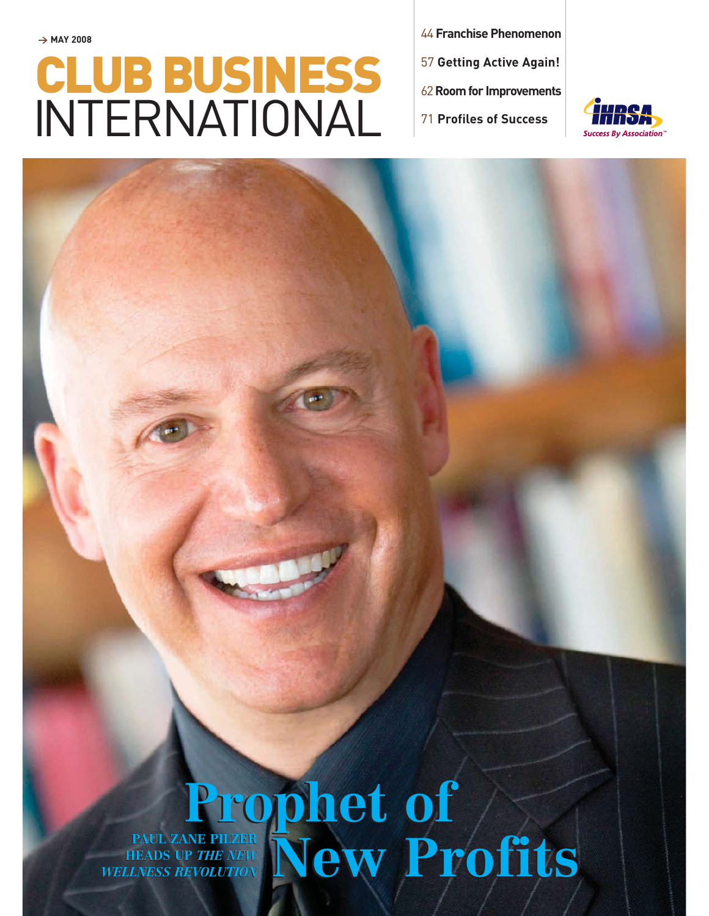→ MAY 2008

# CLUB BUSINESS INTERNATIONAL

44 **Franchise Phenomenon**

57 **Getting Active Again!**

62 **Room for Improvements**

71 **Profiles of Success**

IHRSA

*Success By Association™*

# Prophet of New Profits

**PAUL ZANE PILZER HEADS UP *THE NEW WELLNESS REVOLUTION***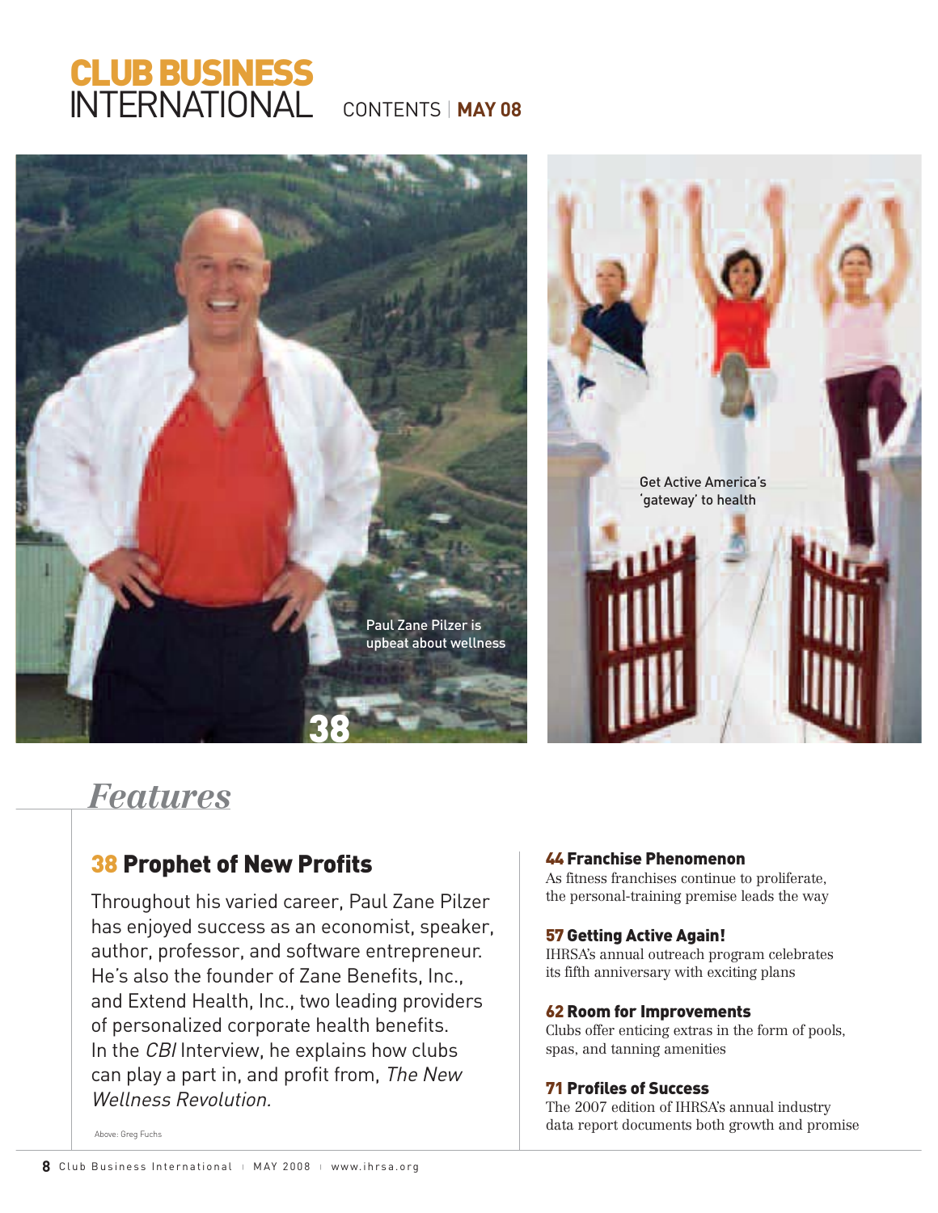# CLUB BUSINESS INTERNATIONAL

CONTENTS | **MAY 08**

Paul Zane Pilzer is upbeat about wellness

38

Get Active America's 'gateway' to health

## *Features*

### 38 Prophet of New Profits

Throughout his varied career, Paul Zane Pilzer has enjoyed success as an economist, speaker, author, professor, and software entrepreneur. He's also the founder of Zane Benefits, Inc., and Extend Health, Inc., two leading providers of personalized corporate health benefits. In the *CBI* Interview, he explains how clubs can play a part in, and profit from, *The New Wellness Revolution.*

Above: Greg Fuchs

### 44 Franchise Phenomenon

As fitness franchises continue to proliferate, the personal-training premise leads the way

### 57 Getting Active Again!

IHRSA's annual outreach program celebrates its fifth anniversary with exciting plans

### 62 Room for Improvements

Clubs offer enticing extras in the form of pools, spas, and tanning amenities

### 71 Profiles of Success

The 2007 edition of IHRSA's annual industry data report documents both growth and promise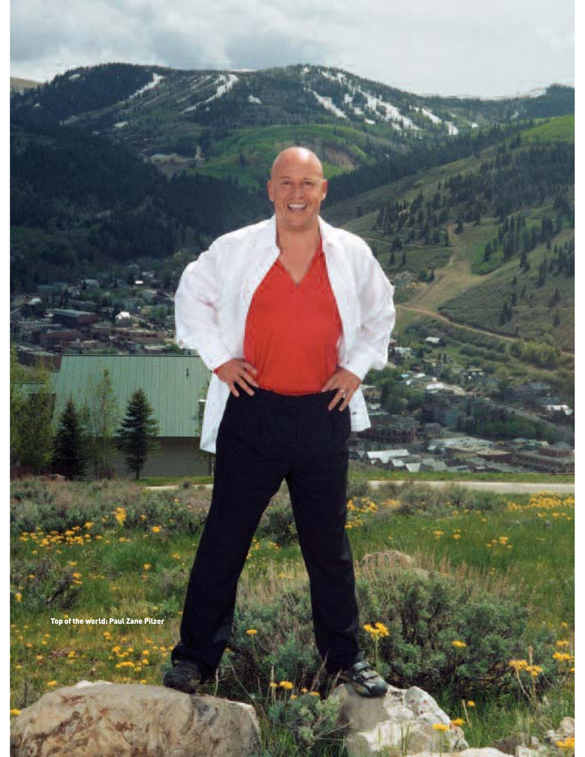Top of the world: Paul Zane Pilzer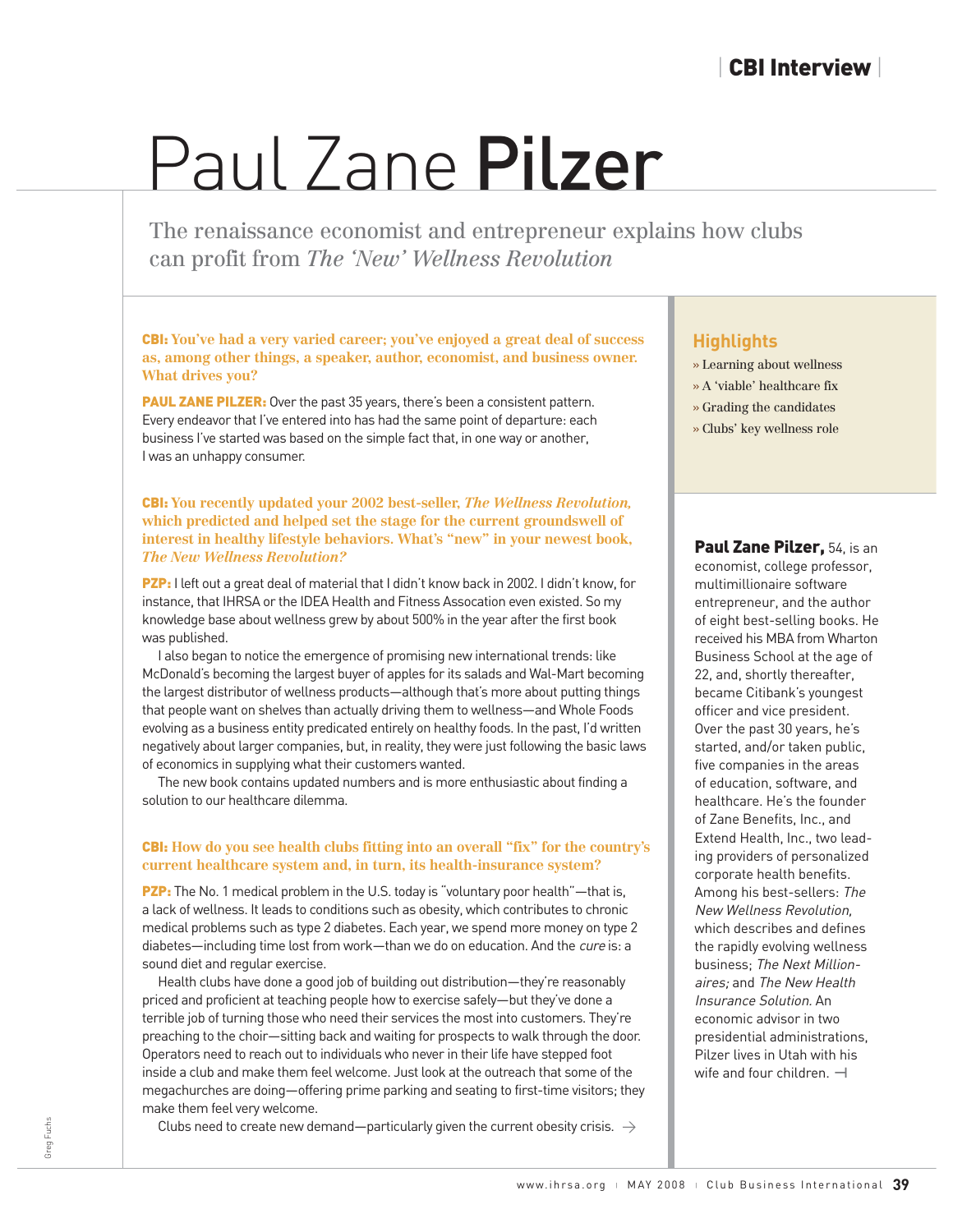# Paul Zane **Pilzer**

The renaissance economist and entrepreneur explains how clubs can profit from *The 'New' Wellness Revolution*

**CBI: You've had a very varied career; you've enjoyed a great deal of success as, among other things, a speaker, author, economist, and business owner. What drives you?**

**PAUL ZANE PILZER:** Over the past 35 years, there's been a consistent pattern. Every endeavor that I've entered into has had the same point of departure: each business I've started was based on the simple fact that, in one way or another, I was an unhappy consumer.

**CBI: You recently updated your 2002 best-seller, *The Wellness Revolution*, which predicted and helped set the stage for the current groundswell of interest in healthy lifestyle behaviors. What's "new" in your newest book, *The New Wellness Revolution?***

**PZP:** I left out a great deal of material that I didn't know back in 2002. I didn't know, for instance, that IHRSA or the IDEA Health and Fitness Assocation even existed. So my knowledge base about wellness grew by about 500% in the year after the first book was published.

I also began to notice the emergence of promising new international trends: like McDonald's becoming the largest buyer of apples for its salads and Wal-Mart becoming the largest distributor of wellness products—although that's more about putting things that people want on shelves than actually driving them to wellness—and Whole Foods evolving as a business entity predicated entirely on healthy foods. In the past, I'd written negatively about larger companies, but, in reality, they were just following the basic laws of economics in supplying what their customers wanted.

The new book contains updated numbers and is more enthusiastic about finding a solution to our healthcare dilemma.

**CBI: How do you see health clubs fitting into an overall "fix" for the country's current healthcare system and, in turn, its health-insurance system?**

**PZP:** The No. 1 medical problem in the U.S. today is "voluntary poor health"—that is, a lack of wellness. It leads to conditions such as obesity, which contributes to chronic medical problems such as type 2 diabetes. Each year, we spend more money on type 2 diabetes—including time lost from work—than we do on education. And the *cure* is: a sound diet and regular exercise.

Health clubs have done a good job of building out distribution—they're reasonably priced and proficient at teaching people how to exercise safely—but they've done a terrible job of turning those who need their services the most into customers. They're preaching to the choir—sitting back and waiting for prospects to walk through the door. Operators need to reach out to individuals who never in their life have stepped foot inside a club and make them feel welcome. Just look at the outreach that some of the megachurches are doing—offering prime parking and seating to first-time visitors; they make them feel very welcome.

Clubs need to create new demand—particularly given the current obesity crisis. →

## Highlights

- » Learning about wellness
- » A 'viable' healthcare fix
- » Grading the candidates
- » Clubs' key wellness role

**Paul Zane Pilzer,** 54, is an economist, college professor, multimillionaire software entrepreneur, and the author of eight best-selling books. He received his MBA from Wharton Business School at the age of 22, and, shortly thereafter, became Citibank's youngest officer and vice president. Over the past 30 years, he's started, and/or taken public, five companies in the areas of education, software, and healthcare. He's the founder of Zane Benefits, Inc., and Extend Health, Inc., two leading providers of personalized corporate health benefits. Among his best-sellers: *The New Wellness Revolution,* which describes and defines the rapidly evolving wellness business; *The Next Millionaires;* and *The New Health Insurance Solution.* An economic advisor in two presidential administrations, Pilzer lives in Utah with his wife and four children.

Greg Fuchs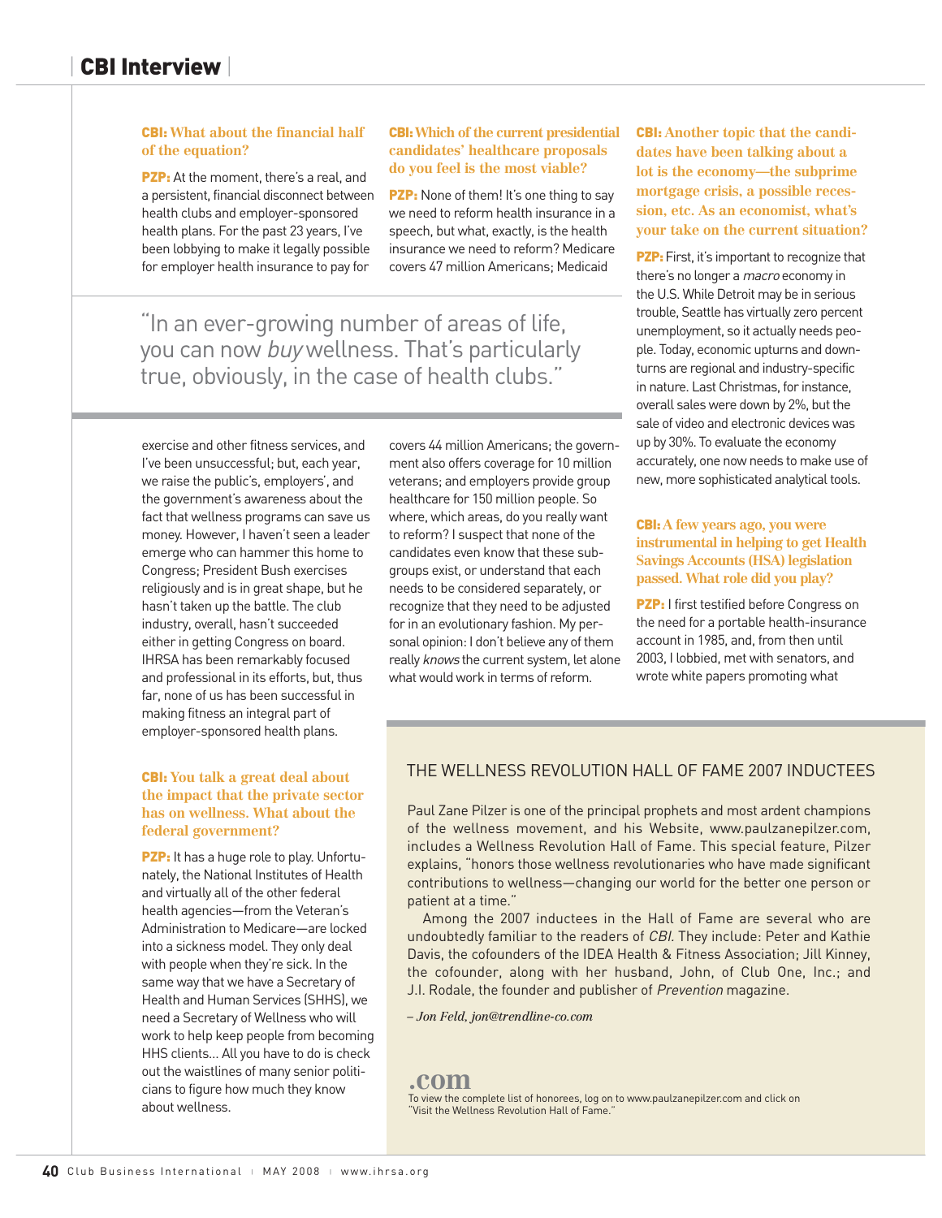**CBI: What about the financial half of the equation?**

**PZP:** At the moment, there's a real, and a persistent, financial disconnect between health clubs and employer-sponsored health plans. For the past 23 years, I've been lobbying to make it legally possible for employer health insurance to pay for exercise and other fitness services, and I've been unsuccessful; but, each year, we raise the public's, employers', and the government's awareness about the fact that wellness programs can save us money. However, I haven't seen a leader emerge who can hammer this home to Congress; President Bush exercises religiously and is in great shape, but he hasn't taken up the battle. The club industry, overall, hasn't succeeded either in getting Congress on board. IHRSA has been remarkably focused and professional in its efforts, but, thus far, none of us has been successful in making fitness an integral part of employer-sponsored health plans.

**CBI: You talk a great deal about the impact that the private sector has on wellness. What about the federal government?**

**PZP:** It has a huge role to play. Unfortunately, the National Institutes of Health and virtually all of the other federal health agencies—from the Veteran's Administration to Medicare—are locked into a sickness model. They only deal with people when they're sick. In the same way that we have a Secretary of Health and Human Services (SHHS), we need a Secretary of Wellness who will work to help keep people from becoming HHS clients… All you have to do is check out the waistlines of many senior politicians to figure how much they know about wellness.

**CBI: Which of the current presidential candidates' healthcare proposals do you feel is the most viable?**

**PZP:** None of them! It's one thing to say we need to reform health insurance in a speech, but what, exactly, is the health insurance we need to reform? Medicare covers 47 million Americans; Medicaid covers 44 million Americans; the government also offers coverage for 10 million veterans; and employers provide group healthcare for 150 million people. So where, which areas, do you really want to reform? I suspect that none of the candidates even know that these subgroups exist, or understand that each needs to be considered separately, or recognize that they need to be adjusted for in an evolutionary fashion. My personal opinion: I don't believe any of them really *knows* the current system, let alone what would work in terms of reform.

> "In an ever-growing number of areas of life, you can now *buy* wellness. That's particularly true, obviously, in the case of health clubs."

**CBI: Another topic that the candidates have been talking about a lot is the economy—the subprime mortgage crisis, a possible recession, etc. As an economist, what's your take on the current situation?**

**PZP:** First, it's important to recognize that there's no longer a *macro* economy in the U.S. While Detroit may be in serious trouble, Seattle has virtually zero percent unemployment, so it actually needs people. Today, economic upturns and downturns are regional and industry-specific in nature. Last Christmas, for instance, overall sales were down by 2%, but the sale of video and electronic devices was up by 30%. To evaluate the economy accurately, one now needs to make use of new, more sophisticated analytical tools.

**CBI: A few years ago, you were instrumental in helping to get Health Savings Accounts (HSA) legislation passed. What role did you play?**

**PZP:** I first testified before Congress on the need for a portable health-insurance account in 1985, and, from then until 2003, I lobbied, met with senators, and wrote white papers promoting what

## THE WELLNESS REVOLUTION HALL OF FAME 2007 INDUCTEES

Paul Zane Pilzer is one of the principal prophets and most ardent champions of the wellness movement, and his Website, www.paulzanepilzer.com, includes a Wellness Revolution Hall of Fame. This special feature, Pilzer explains, "honors those wellness revolutionaries who have made significant contributions to wellness—changing our world for the better one person or patient at a time."

Among the 2007 inductees in the Hall of Fame are several who are undoubtedly familiar to the readers of *CBI*. They include: Peter and Kathie Davis, the cofounders of the IDEA Health & Fitness Association; Jill Kinney, the cofounder, along with her husband, John, of Club One, Inc.; and J.I. Rodale, the founder and publisher of *Prevention* magazine.

*– Jon Feld, jon@trendline-co.com*

**.com**
To view the complete list of honorees, log on to www.paulzanepilzer.com and click on "Visit the Wellness Revolution Hall of Fame."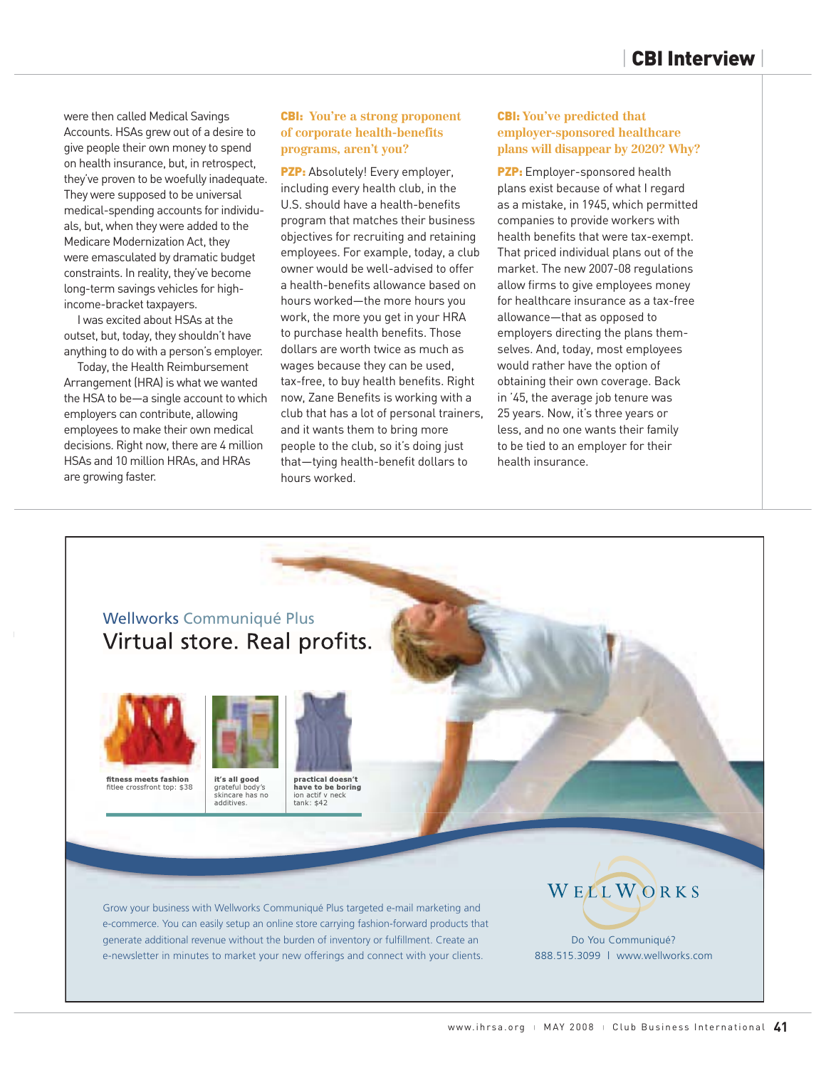were then called Medical Savings Accounts. HSAs grew out of a desire to give people their own money to spend on health insurance, but, in retrospect, they've proven to be woefully inadequate. They were supposed to be universal medical-spending accounts for individuals, but, when they were added to the Medicare Modernization Act, they were emasculated by dramatic budget constraints. In reality, they've become long-term savings vehicles for high-income-bracket taxpayers.

I was excited about HSAs at the outset, but, today, they shouldn't have anything to do with a person's employer.

Today, the Health Reimbursement Arrangement (HRA) is what we wanted the HSA to be—a single account to which employers can contribute, allowing employees to make their own medical decisions. Right now, there are 4 million HSAs and 10 million HRAs, and HRAs are growing faster.

**CBI: You're a strong proponent of corporate health-benefits programs, aren't you?**

**PZP:** Absolutely! Every employer, including every health club, in the U.S. should have a health-benefits program that matches their business objectives for recruiting and retaining employees. For example, today, a club owner would be well-advised to offer a health-benefits allowance based on hours worked—the more hours you work, the more you get in your HRA to purchase health benefits. Those dollars are worth twice as much as wages because they can be used, tax-free, to buy health benefits. Right now, Zane Benefits is working with a club that has a lot of personal trainers, and it wants them to bring more people to the club, so it's doing just that—tying health-benefit dollars to hours worked.

**CBI: You've predicted that employer-sponsored healthcare plans will disappear by 2020? Why?**

**PZP:** Employer-sponsored health plans exist because of what I regard as a mistake, in 1945, which permitted companies to provide workers with health benefits that were tax-exempt. That priced individual plans out of the market. The new 2007-08 regulations allow firms to give employees money for healthcare insurance as a tax-free allowance—that as opposed to employers directing the plans themselves. And, today, most employees would rather have the option of obtaining their own coverage. Back in '45, the average job tenure was 25 years. Now, it's three years or less, and no one wants their family to be tied to an employer for their health insurance.

---

Wellworks Communiqué Plus

Virtual store. Real profits.

**fitness meets fashion** fitlee crossfront top: $38

**it's all good** grateful body's skincare has no additives.

**practical doesn't have to be boring** ion actif v neck tank: $42

Grow your business with Wellworks Communiqué Plus targeted e-mail marketing and e-commerce. You can easily setup an online store carrying fashion-forward products that generate additional revenue without the burden of inventory or fulfillment. Create an e-newsletter in minutes to market your new offerings and connect with your clients.

WELLWORKS

Do You Communiqué?
888.515.3099 | www.wellworks.com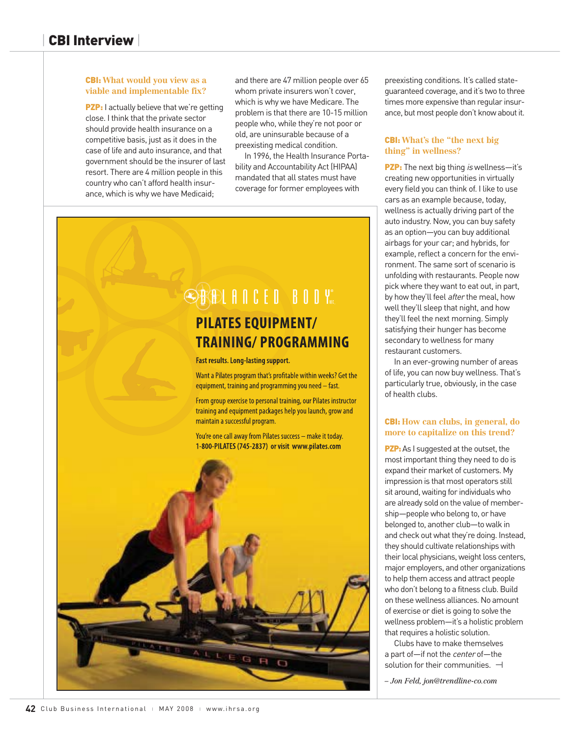**CBI: What would you view as a viable and implementable fix?**

**PZP:** I actually believe that we're getting close. I think that the private sector should provide health insurance on a competitive basis, just as it does in the case of life and auto insurance, and that government should be the insurer of last resort. There are 4 million people in this country who can't afford health insurance, which is why we have Medicaid; and there are 47 million people over 65 whom private insurers won't cover, which is why we have Medicare. The problem is that there are 10-15 million people who, while they're not poor or old, are uninsurable because of a preexisting medical condition.

In 1996, the Health Insurance Portability and Accountability Act (HIPAA) mandated that all states must have coverage for former employees with preexisting conditions. It's called state-guaranteed coverage, and it's two to three times more expensive than regular insurance, but most people don't know about it.

**CBI: What's the "the next big thing" in wellness?**

**PZP:** The next big thing *is* wellness—it's creating new opportunities in virtually every field you can think of. I like to use cars as an example because, today, wellness is actually driving part of the auto industry. Now, you can buy safety as an option—you can buy additional airbags for your car; and hybrids, for example, reflect a concern for the environment. The same sort of scenario is unfolding with restaurants. People now pick where they want to eat out, in part, by how they'll feel *after* the meal, how well they'll sleep that night, and how they'll feel the next morning. Simply satisfying their hunger has become secondary to wellness for many restaurant customers.

In an ever-growing number of areas of life, you can now buy wellness. That's particularly true, obviously, in the case of health clubs.

**CBI: How can clubs, in general, do more to capitalize on this trend?**

**PZP:** As I suggested at the outset, the most important thing they need to do is expand their market of customers. My impression is that most operators still sit around, waiting for individuals who are already sold on the value of membership—people who belong to, or have belonged to, another club—to walk in and check out what they're doing. Instead, they should cultivate relationships with their local physicians, weight loss centers, major employers, and other organizations to help them access and attract people who don't belong to a fitness club. Build on these wellness alliances. No amount of exercise or diet is going to solve the wellness problem—it's a holistic problem that requires a holistic solution.

Clubs have to make themselves a part of—if not the *center* of—the solution for their communities.

*– Jon Feld, jon@trendline-co.com*

BALANCED BODY INC.

**PILATES EQUIPMENT/ TRAINING/ PROGRAMMING**

**Fast results. Long-lasting support.**

Want a Pilates program that's profitable within weeks? Get the equipment, training and programming you need – fast.

From group exercise to personal training, our Pilates instructor training and equipment packages help you launch, grow and maintain a successful program.

You're one call away from Pilates success – make it today.
**1-800-PILATES (745-2837) or visit www.pilates.com**